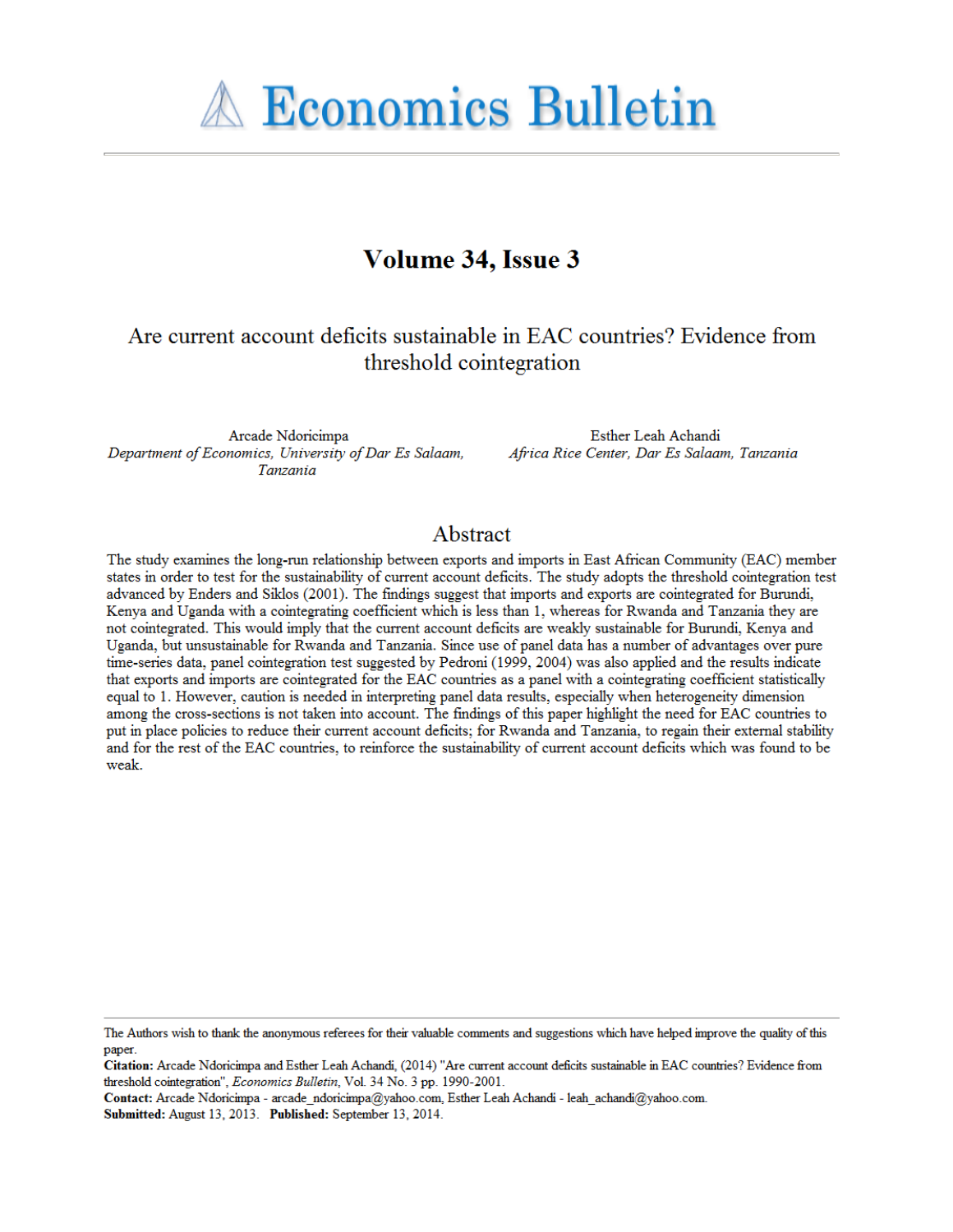# Economics Bulletin

## Volume 34, Issue 3

# Are current account deficits sustainable in EAC countries? Evidence from threshold cointegration

Arcade Ndoricimpa
*Department of Economics, University of Dar Es Salaam, Tanzania*

Esther Leah Achandi
*Africa Rice Center, Dar Es Salaam, Tanzania*

## Abstract

The study examines the long-run relationship between exports and imports in East African Community (EAC) member states in order to test for the sustainability of current account deficits. The study adopts the threshold cointegration test advanced by Enders and Siklos (2001). The findings suggest that imports and exports are cointegrated for Burundi, Kenya and Uganda with a cointegrating coefficient which is less than 1, whereas for Rwanda and Tanzania they are not cointegrated. This would imply that the current account deficits are weakly sustainable for Burundi, Kenya and Uganda, but unsustainable for Rwanda and Tanzania. Since use of panel data has a number of advantages over pure time-series data, panel cointegration test suggested by Pedroni (1999, 2004) was also applied and the results indicate that exports and imports are cointegrated for the EAC countries as a panel with a cointegrating coefficient statistically equal to 1. However, caution is needed in interpreting panel data results, especially when heterogeneity dimension among the cross-sections is not taken into account. The findings of this paper highlight the need for EAC countries to put in place policies to reduce their current account deficits; for Rwanda and Tanzania, to regain their external stability and for the rest of the EAC countries, to reinforce the sustainability of current account deficits which was found to be weak.

---

The Authors wish to thank the anonymous referees for their valuable comments and suggestions which have helped improve the quality of this paper.

**Citation:** Arcade Ndoricimpa and Esther Leah Achandi, (2014) "Are current account deficits sustainable in EAC countries? Evidence from threshold cointegration", *Economics Bulletin*, Vol. 34 No. 3 pp. 1990-2001.

**Contact:** Arcade Ndoricimpa - arcade_ndoricimpa@yahoo.com, Esther Leah Achandi - leah_achandi@yahoo.com.

**Submitted:** August 13, 2013. **Published:** September 13, 2014.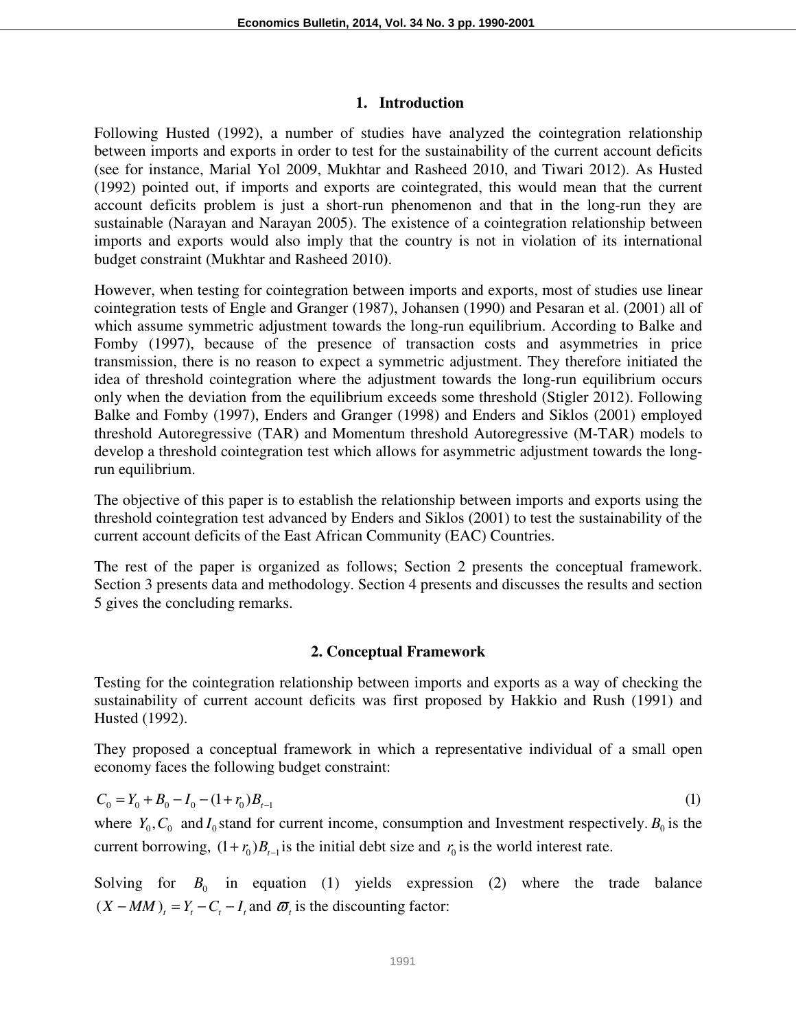## 1. Introduction

Following Husted (1992), a number of studies have analyzed the cointegration relationship between imports and exports in order to test for the sustainability of the current account deficits (see for instance, Marial Yol 2009, Mukhtar and Rasheed 2010, and Tiwari 2012). As Husted (1992) pointed out, if imports and exports are cointegrated, this would mean that the current account deficits problem is just a short-run phenomenon and that in the long-run they are sustainable (Narayan and Narayan 2005). The existence of a cointegration relationship between imports and exports would also imply that the country is not in violation of its international budget constraint (Mukhtar and Rasheed 2010**)**.

However, when testing for cointegration between imports and exports, most of studies use linear cointegration tests of Engle and Granger (1987), Johansen (1990) and Pesaran et al. (2001) all of which assume symmetric adjustment towards the long-run equilibrium. According to Balke and Fomby (1997), because of the presence of transaction costs and asymmetries in price transmission, there is no reason to expect a symmetric adjustment. They therefore initiated the idea of threshold cointegration where the adjustment towards the long-run equilibrium occurs only when the deviation from the equilibrium exceeds some threshold (Stigler 2012). Following Balke and Fomby (1997), Enders and Granger (1998) and Enders and Siklos (2001) employed threshold Autoregressive (TAR) and Momentum threshold Autoregressive (M-TAR) models to develop a threshold cointegration test which allows for asymmetric adjustment towards the long-run equilibrium.

The objective of this paper is to establish the relationship between imports and exports using the threshold cointegration test advanced by Enders and Siklos (2001) to test the sustainability of the current account deficits of the East African Community (EAC) Countries.

The rest of the paper is organized as follows; Section 2 presents the conceptual framework. Section 3 presents data and methodology. Section 4 presents and discusses the results and section 5 gives the concluding remarks.

## 2. Conceptual Framework

Testing for the cointegration relationship between imports and exports as a way of checking the sustainability of current account deficits was first proposed by Hakkio and Rush (1991) and Husted (1992).

They proposed a conceptual framework in which a representative individual of a small open economy faces the following budget constraint:

$$C_0 = Y_0 + B_0 - I_0 - (1+r_0)B_{t-1} \tag{1}$$

where $Y_0, C_0$ and $I_0$ stand for current income, consumption and Investment respectively. $B_0$ is the current borrowing, $(1+r_0)B_{t-1}$ is the initial debt size and $r_0$ is the world interest rate.

Solving for $B_0$ in equation (1) yields expression (2) where the trade balance $(X - MM)_t = Y_t - C_t - I_t$ and $\varpi_t$ is the discounting factor: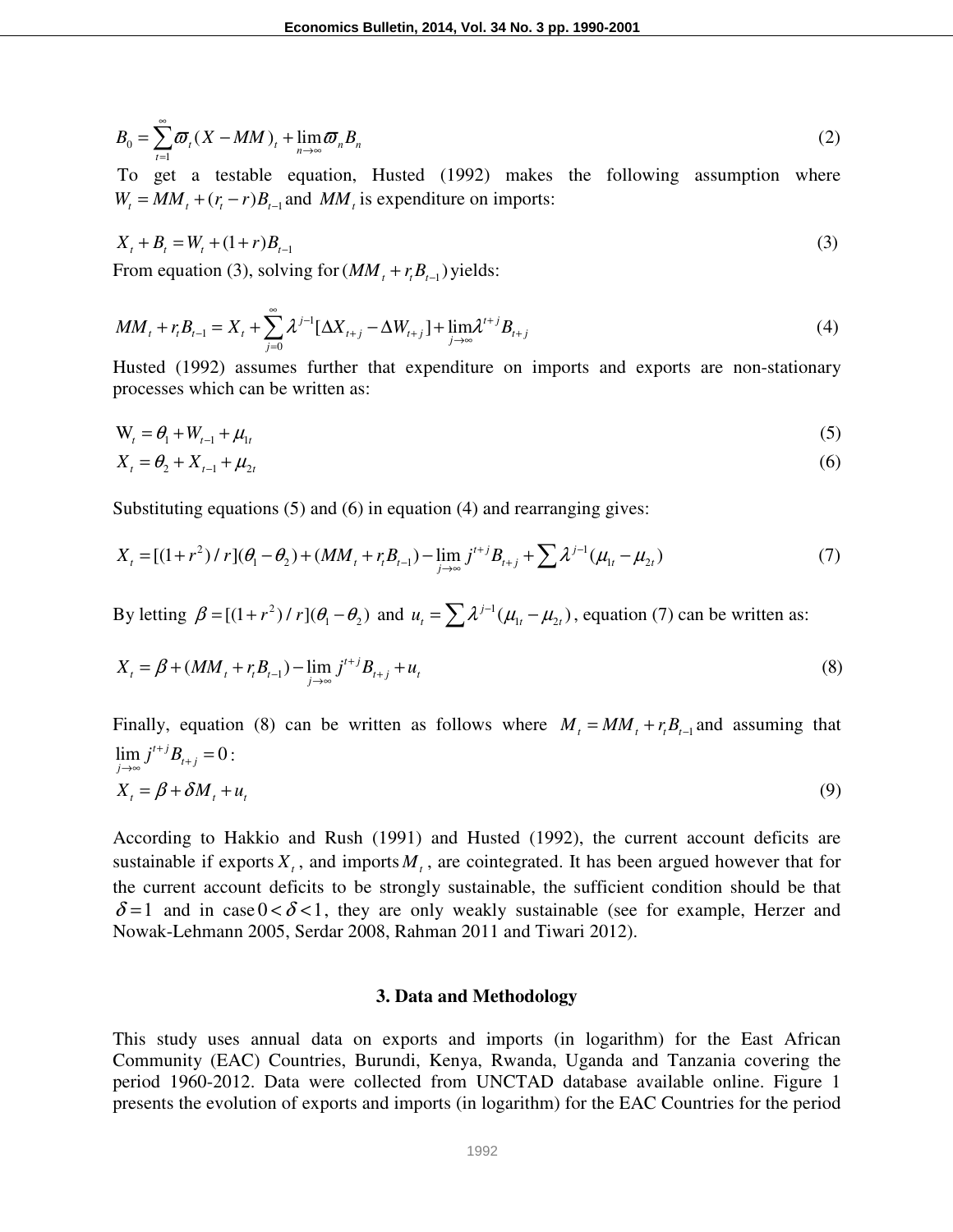$$B_0 = \sum_{t=1}^{\infty} \varpi_t (X - MM)_t + \lim_{n \to \infty} \varpi_n B_n \tag{2}$$

To get a testable equation, Husted (1992) makes the following assumption where $W_t = MM_t + (r_t - r)B_{t-1}$ and $MM_t$ is expenditure on imports:

$$X_t + B_t = W_t + (1+r)B_{t-1} \tag{3}$$

From equation (3), solving for $(MM_t + r_t B_{t-1})$ yields:

$$MM_t + r_t B_{t-1} = X_t + \sum_{j=0}^{\infty} \lambda^{j-1} [\Delta X_{t+j} - \Delta W_{t+j}] + \lim_{j \to \infty} \lambda^{t+j} B_{t+j} \tag{4}$$

Husted (1992) assumes further that expenditure on imports and exports are non-stationary processes which can be written as:

$$\mathrm{W}_t = \theta_1 + W_{t-1} + \mu_{1t} \tag{5}$$

$$X_t = \theta_2 + X_{t-1} + \mu_{2t} \tag{6}$$

Substituting equations (5) and (6) in equation (4) and rearranging gives:

$$X_t = [(1+r^2)/r](\theta_1 - \theta_2) + (MM_t + r_t B_{t-1}) - \lim_{j \to \infty} j^{t+j} B_{t+j} + \sum \lambda^{j-1} (\mu_{1t} - \mu_{2t}) \tag{7}$$

By letting $\beta = [(1+r^2)/r](\theta_1 - \theta_2)$ and $u_t = \sum \lambda^{j-1} (\mu_{1t} - \mu_{2t})$, equation (7) can be written as:

$$X_t = \beta + (MM_t + r_t B_{t-1}) - \lim_{j \to \infty} j^{t+j} B_{t+j} + u_t \tag{8}$$

Finally, equation (8) can be written as follows where $M_t = MM_t + r_t B_{t-1}$ and assuming that $\lim_{j \to \infty} j^{t+j} B_{t+j} = 0$:

$$X_t = \beta + \delta M_t + u_t \tag{9}$$

According to Hakkio and Rush (1991) and Husted (1992), the current account deficits are sustainable if exports $X_t$, and imports $M_t$, are cointegrated. It has been argued however that for the current account deficits to be strongly sustainable, the sufficient condition should be that $\delta = 1$ and in case $0 < \delta < 1$, they are only weakly sustainable (see for example, Herzer and Nowak-Lehmann 2005, Serdar 2008, Rahman 2011 and Tiwari 2012).

## 3. Data and Methodology

This study uses annual data on exports and imports (in logarithm) for the East African Community (EAC) Countries, Burundi, Kenya, Rwanda, Uganda and Tanzania covering the period 1960-2012. Data were collected from UNCTAD database available online. Figure 1 presents the evolution of exports and imports (in logarithm) for the EAC Countries for the period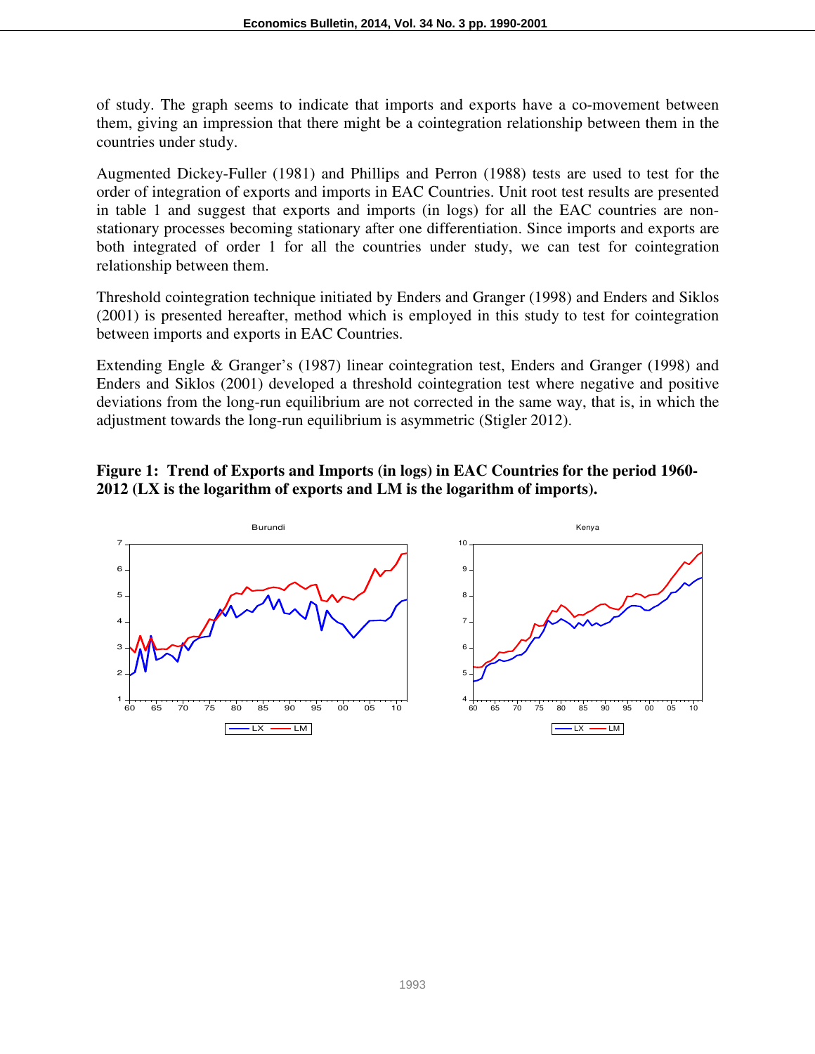of study. The graph seems to indicate that imports and exports have a co-movement between them, giving an impression that there might be a cointegration relationship between them in the countries under study.

Augmented Dickey-Fuller (1981) and Phillips and Perron (1988) tests are used to test for the order of integration of exports and imports in EAC Countries. Unit root test results are presented in table 1 and suggest that exports and imports (in logs) for all the EAC countries are non-stationary processes becoming stationary after one differentiation. Since imports and exports are both integrated of order 1 for all the countries under study, we can test for cointegration relationship between them.

Threshold cointegration technique initiated by Enders and Granger (1998) and Enders and Siklos (2001) is presented hereafter, method which is employed in this study to test for cointegration between imports and exports in EAC Countries.

Extending Engle & Granger's (1987) linear cointegration test, Enders and Granger (1998) and Enders and Siklos (2001) developed a threshold cointegration test where negative and positive deviations from the long-run equilibrium are not corrected in the same way, that is, in which the adjustment towards the long-run equilibrium is asymmetric (Stigler 2012).

**Figure 1: Trend of Exports and Imports (in logs) in EAC Countries for the period 1960-2012 (LX is the logarithm of exports and LM is the logarithm of imports).**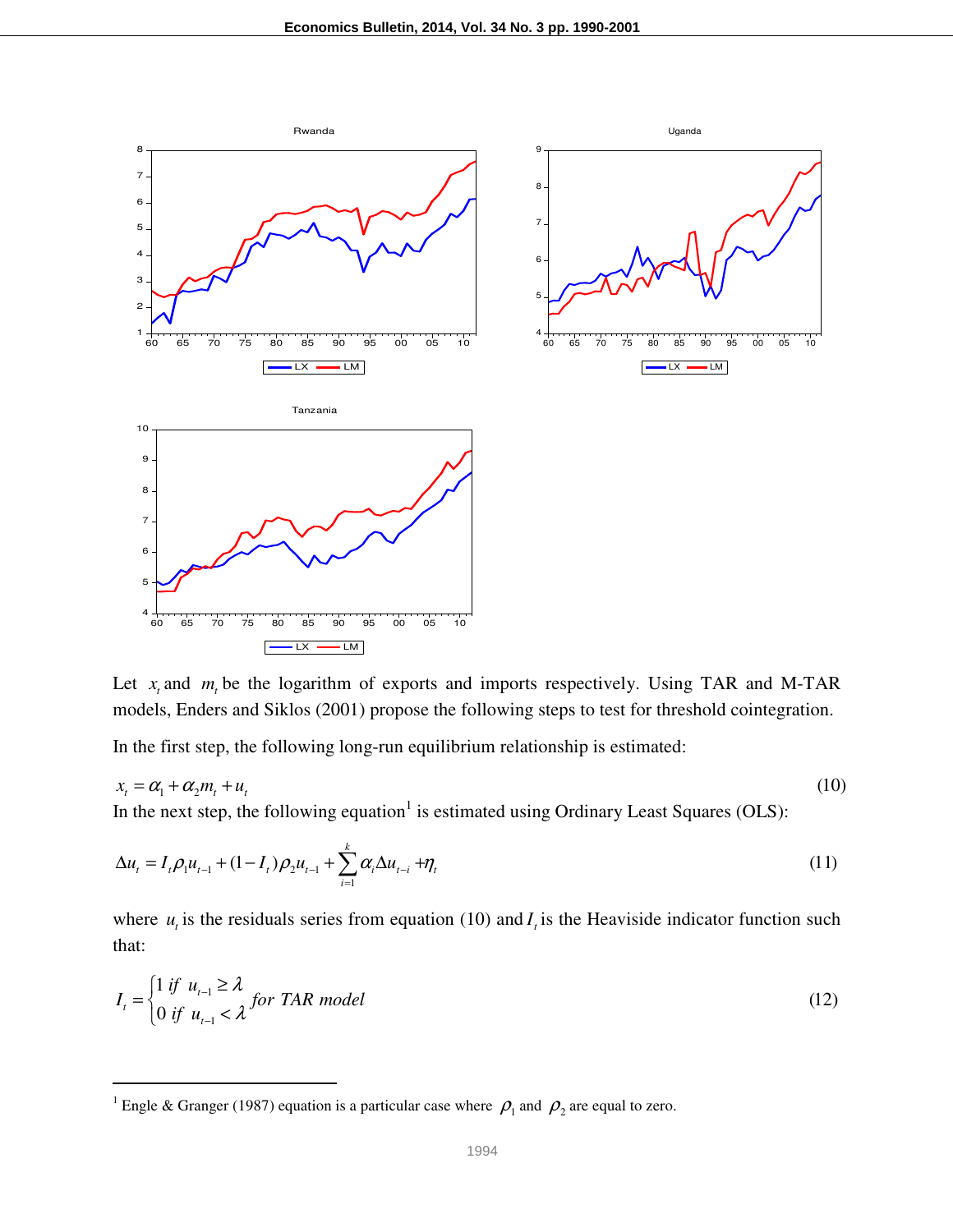Let $x_t$ and $m_t$ be the logarithm of exports and imports respectively. Using TAR and M-TAR models, Enders and Siklos (2001) propose the following steps to test for threshold cointegration.

In the first step, the following long-run equilibrium relationship is estimated:

$$x_t = \alpha_1 + \alpha_2 m_t + u_t \tag{10}$$

In the next step, the following equation[1] is estimated using Ordinary Least Squares (OLS):

$$\Delta u_t = I_t \rho_1 u_{t-1} + (1 - I_t)\rho_2 u_{t-1} + \sum_{i=1}^{k} \alpha_i \Delta u_{t-i} + \eta_t \tag{11}$$

where $u_t$ is the residuals series from equation (10) and $I_t$ is the Heaviside indicator function such that:

$$I_t = \begin{cases} 1 \text{ if } u_{t-1} \geq \lambda \\ 0 \text{ if } u_{t-1} < \lambda \end{cases} \text{ for TAR model} \tag{12}$$

[1] Engle & Granger (1987) equation is a particular case where $\rho_1$ and $\rho_2$ are equal to zero.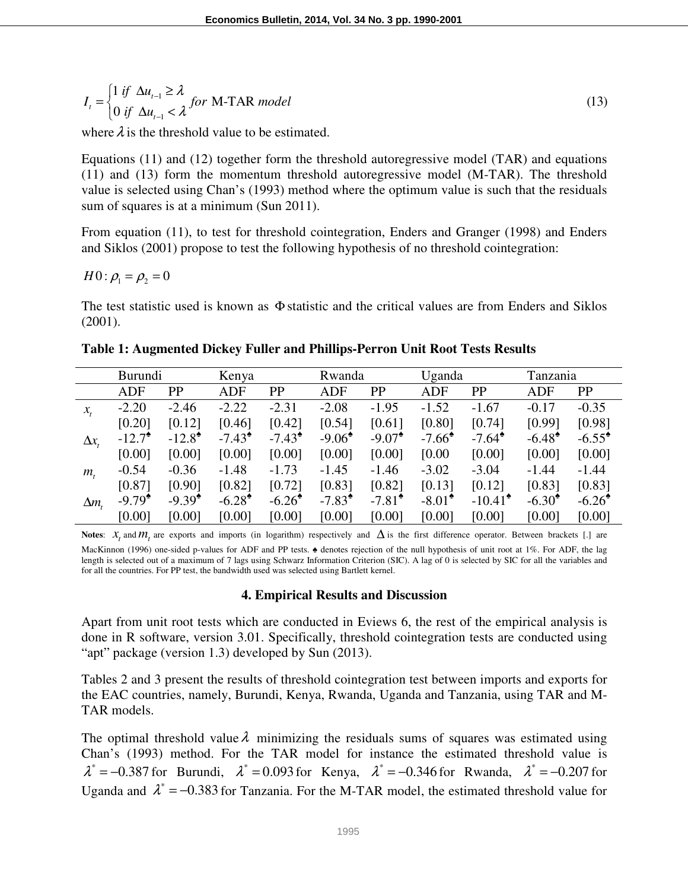$$I_t = \begin{cases} 1 \text{ if } \Delta u_{t-1} \geq \lambda \\ 0 \text{ if } \Delta u_{t-1} < \lambda \end{cases} \text{ for M-TAR } model \tag{13}$$

where $\lambda$ is the threshold value to be estimated.

Equations (11) and (12) together form the threshold autoregressive model (TAR) and equations (11) and (13) form the momentum threshold autoregressive model (M-TAR). The threshold value is selected using Chan's (1993) method where the optimum value is such that the residuals sum of squares is at a minimum (Sun 2011).

From equation (11), to test for threshold cointegration, Enders and Granger (1998) and Enders and Siklos (2001) propose to test the following hypothesis of no threshold cointegration:

$H0: \rho_1 = \rho_2 = 0$

The test statistic used is known as $\Phi$ statistic and the critical values are from Enders and Siklos (2001).

**Table 1: Augmented Dickey Fuller and Phillips-Perron Unit Root Tests Results**

| | Burundi | | Kenya | | Rwanda | | Uganda | | Tanzania | |
|---|---|---|---|---|---|---|---|---|---|---|
| | ADF | PP | ADF | PP | ADF | PP | ADF | PP | ADF | PP |
| $x_t$ | -2.20 | -2.46 | -2.22 | -2.31 | -2.08 | -1.95 | -1.52 | -1.67 | -0.17 | -0.35 |
| | [0.20] | [0.12] | [0.46] | [0.42] | [0.54] | [0.61] | [0.80] | [0.74] | [0.99] | [0.98] |
| $\Delta x_t$ | -12.7♠ | -12.8♠ | -7.43♠ | -7.43♠ | -9.06♠ | -9.07♠ | -7.66♠ | -7.64♠ | -6.48♠ | -6.55♠ |
| | [0.00] | [0.00] | [0.00] | [0.00] | [0.00] | [0.00] | [0.00 | [0.00] | [0.00] | [0.00] |
| $m_t$ | -0.54 | -0.36 | -1.48 | -1.73 | -1.45 | -1.46 | -3.02 | -3.04 | -1.44 | -1.44 |
| | [0.87] | [0.90] | [0.82] | [0.72] | [0.83] | [0.82] | [0.13] | [0.12] | [0.83] | [0.83] |
| $\Delta m_t$ | -9.79♠ | -9.39♠ | -6.28♠ | -6.26♠ | -7.83♠ | -7.81♠ | -8.01♠ | -10.41♠ | -6.30♠ | -6.26♠ |
| | [0.00] | [0.00] | [0.00] | [0.00] | [0.00] | [0.00] | [0.00] | [0.00] | [0.00] | [0.00] |

**Notes**: $x_t$ and $m_t$ are exports and imports (in logarithm) respectively and $\Delta$ is the first difference operator. Between brackets [.] are MacKinnon (1996) one-sided p-values for ADF and PP tests. ♠ denotes rejection of the null hypothesis of unit root at 1%. For ADF, the lag length is selected out of a maximum of 7 lags using Schwarz Information Criterion (SIC). A lag of 0 is selected by SIC for all the variables and for all the countries. For PP test, the bandwidth used was selected using Bartlett kernel.

## 4. Empirical Results and Discussion

Apart from unit root tests which are conducted in Eviews 6, the rest of the empirical analysis is done in R software, version 3.01. Specifically, threshold cointegration tests are conducted using "apt" package (version 1.3) developed by Sun (2013).

Tables 2 and 3 present the results of threshold cointegration test between imports and exports for the EAC countries, namely, Burundi, Kenya, Rwanda, Uganda and Tanzania, using TAR and M-TAR models.

The optimal threshold value $\lambda$ minimizing the residuals sums of squares was estimated using Chan's (1993) method. For the TAR model for instance the estimated threshold value is $\lambda^* = -0.387$ for Burundi, $\lambda^* = 0.093$ for Kenya, $\lambda^* = -0.346$ for Rwanda, $\lambda^* = -0.207$ for Uganda and $\lambda^* = -0.383$ for Tanzania. For the M-TAR model, the estimated threshold value for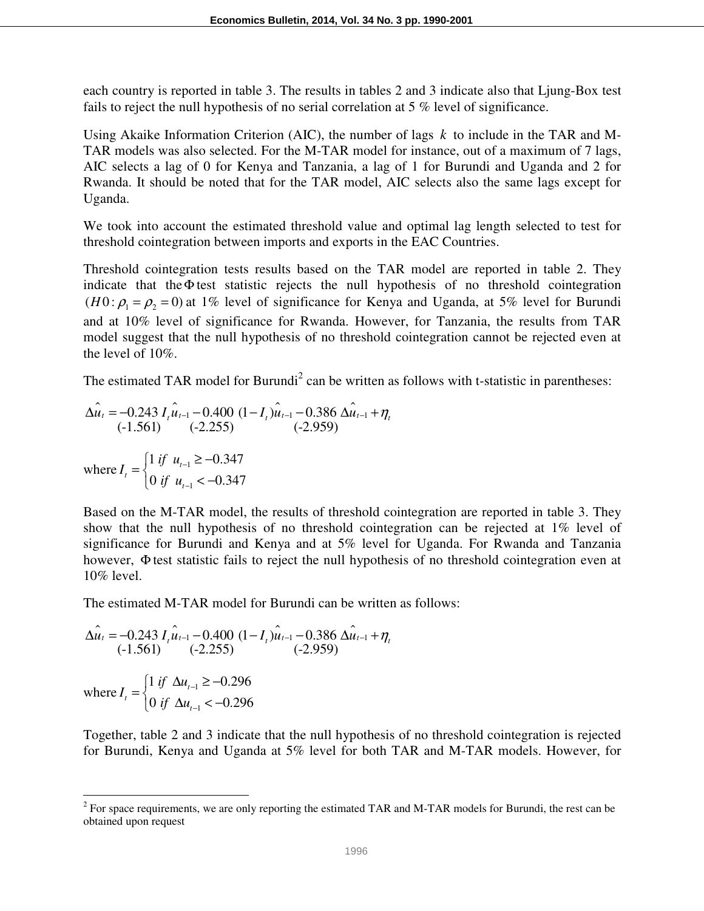each country is reported in table 3. The results in tables 2 and 3 indicate also that Ljung-Box test fails to reject the null hypothesis of no serial correlation at 5 % level of significance.

Using Akaike Information Criterion (AIC), the number of lags $k$ to include in the TAR and M-TAR models was also selected. For the M-TAR model for instance, out of a maximum of 7 lags, AIC selects a lag of 0 for Kenya and Tanzania, a lag of 1 for Burundi and Uganda and 2 for Rwanda. It should be noted that for the TAR model, AIC selects also the same lags except for Uganda.

We took into account the estimated threshold value and optimal lag length selected to test for threshold cointegration between imports and exports in the EAC Countries.

Threshold cointegration tests results based on the TAR model are reported in table 2. They indicate that the $\Phi$ test statistic rejects the null hypothesis of no threshold cointegration $(H0: \rho_1 = \rho_2 = 0)$ at 1% level of significance for Kenya and Uganda, at 5% level for Burundi and at 10% level of significance for Rwanda. However, for Tanzania, the results from TAR model suggest that the null hypothesis of no threshold cointegration cannot be rejected even at the level of 10%.

The estimated TAR model for Burundi[2] can be written as follows with t-statistic in parentheses:

$$\Delta \hat{u}_t = \underset{(-1.561)}{-0.243}\, I_t \hat{u}_{t-1} \underset{(-2.255)}{-0.400}\, (1 - I_t)\hat{u}_{t-1} \underset{(-2.959)}{-0.386}\, \Delta \hat{u}_{t-1} + \eta_t$$

$$\text{where } I_t = \begin{cases} 1 \; if \;\; u_{t-1} \geq -0.347 \\ 0 \; if \;\; u_{t-1} < -0.347 \end{cases}$$

Based on the M-TAR model, the results of threshold cointegration are reported in table 3. They show that the null hypothesis of no threshold cointegration can be rejected at 1% level of significance for Burundi and Kenya and at 5% level for Uganda. For Rwanda and Tanzania however, $\Phi$ test statistic fails to reject the null hypothesis of no threshold cointegration even at 10% level.

The estimated M-TAR model for Burundi can be written as follows:

$$\Delta \hat{u}_t = \underset{(-1.561)}{-0.243}\, I_t \hat{u}_{t-1} \underset{(-2.255)}{-0.400}\, (1 - I_t)\hat{u}_{t-1} \underset{(-2.959)}{-0.386}\, \Delta \hat{u}_{t-1} + \eta_t$$

$$\text{where } I_t = \begin{cases} 1 \; if \;\; \Delta u_{t-1} \geq -0.296 \\ 0 \; if \;\; \Delta u_{t-1} < -0.296 \end{cases}$$

Together, table 2 and 3 indicate that the null hypothesis of no threshold cointegration is rejected for Burundi, Kenya and Uganda at 5% level for both TAR and M-TAR models. However, for

[2] For space requirements, we are only reporting the estimated TAR and M-TAR models for Burundi, the rest can be obtained upon request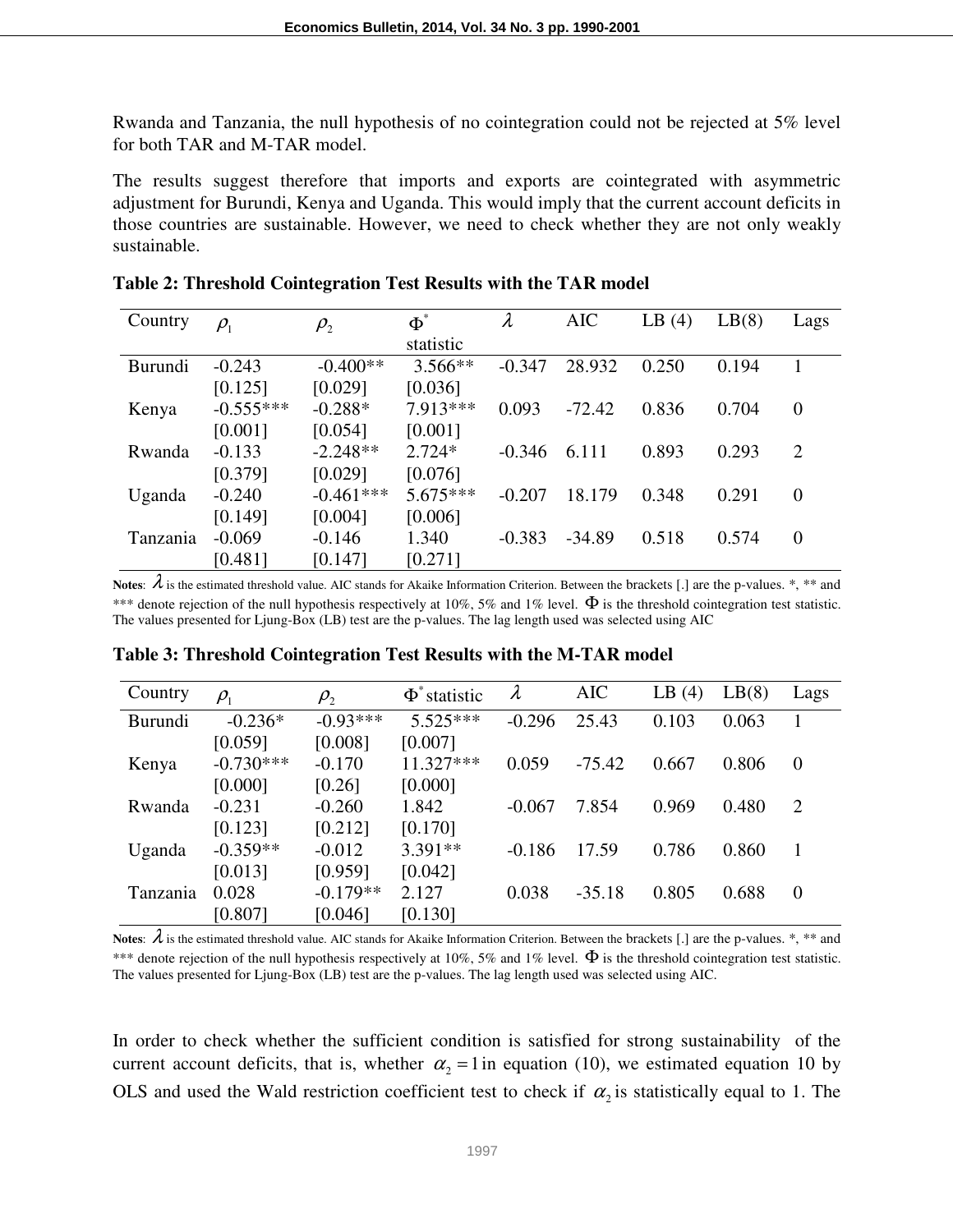Rwanda and Tanzania, the null hypothesis of no cointegration could not be rejected at 5% level for both TAR and M-TAR model.

The results suggest therefore that imports and exports are cointegrated with asymmetric adjustment for Burundi, Kenya and Uganda. This would imply that the current account deficits in those countries are sustainable. However, we need to check whether they are not only weakly sustainable.

**Table 2: Threshold Cointegration Test Results with the TAR model**

| Country | $\rho_1$ | $\rho_2$ | $\Phi^*$ statistic | $\lambda$ | AIC | LB (4) | LB(8) | Lags |
|---|---|---|---|---|---|---|---|---|
| Burundi | -0.243 [0.125] | -0.400** [0.029] | 3.566** [0.036] | -0.347 | 28.932 | 0.250 | 0.194 | 1 |
| Kenya | -0.555*** [0.001] | -0.288* [0.054] | 7.913*** [0.001] | 0.093 | -72.42 | 0.836 | 0.704 | 0 |
| Rwanda | -0.133 [0.379] | -2.248** [0.029] | 2.724* [0.076] | -0.346 | 6.111 | 0.893 | 0.293 | 2 |
| Uganda | -0.240 [0.149] | -0.461*** [0.004] | 5.675*** [0.006] | -0.207 | 18.179 | 0.348 | 0.291 | 0 |
| Tanzania | -0.069 [0.481] | -0.146 [0.147] | 1.340 [0.271] | -0.383 | -34.89 | 0.518 | 0.574 | 0 |

**Notes**: $\lambda$ is the estimated threshold value. AIC stands for Akaike Information Criterion. Between the brackets [.] are the p-values. *, ** and *** denote rejection of the null hypothesis respectively at 10%, 5% and 1% level. $\Phi$ is the threshold cointegration test statistic. The values presented for Ljung-Box (LB) test are the p-values. The lag length used was selected using AIC

**Table 3: Threshold Cointegration Test Results with the M-TAR model**

| Country | $\rho_1$ | $\rho_2$ | $\Phi^*$ statistic | $\lambda$ | AIC | LB (4) | LB(8) | Lags |
|---|---|---|---|---|---|---|---|---|
| Burundi | -0.236* [0.059] | -0.93*** [0.008] | 5.525*** [0.007] | -0.296 | 25.43 | 0.103 | 0.063 | 1 |
| Kenya | -0.730*** [0.000] | -0.170 [0.26] | 11.327*** [0.000] | 0.059 | -75.42 | 0.667 | 0.806 | 0 |
| Rwanda | -0.231 [0.123] | -0.260 [0.212] | 1.842 [0.170] | -0.067 | 7.854 | 0.969 | 0.480 | 2 |
| Uganda | -0.359** [0.013] | -0.012 [0.959] | 3.391** [0.042] | -0.186 | 17.59 | 0.786 | 0.860 | 1 |
| Tanzania | 0.028 [0.807] | -0.179** [0.046] | 2.127 [0.130] | 0.038 | -35.18 | 0.805 | 0.688 | 0 |

**Notes**: $\lambda$ is the estimated threshold value. AIC stands for Akaike Information Criterion. Between the brackets [.] are the p-values. *, ** and *** denote rejection of the null hypothesis respectively at 10%, 5% and 1% level. $\Phi$ is the threshold cointegration test statistic. The values presented for Ljung-Box (LB) test are the p-values. The lag length used was selected using AIC.

In order to check whether the sufficient condition is satisfied for strong sustainability of the current account deficits, that is, whether $\alpha_2 = 1$ in equation (10), we estimated equation 10 by OLS and used the Wald restriction coefficient test to check if $\alpha_2$ is statistically equal to 1. The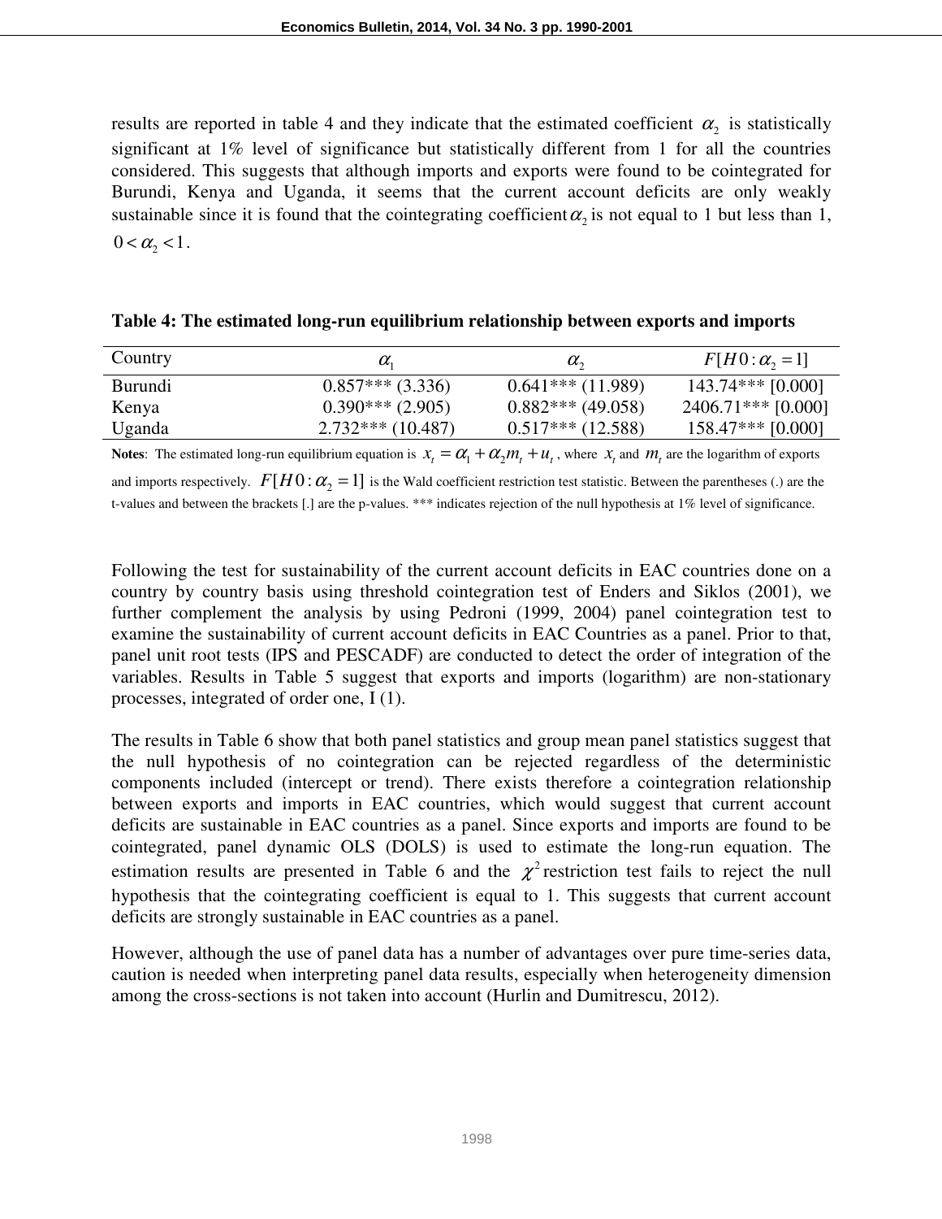results are reported in table 4 and they indicate that the estimated coefficient $\alpha_2$ is statistically significant at 1% level of significance but statistically different from 1 for all the countries considered. This suggests that although imports and exports were found to be cointegrated for Burundi, Kenya and Uganda, it seems that the current account deficits are only weakly sustainable since it is found that the cointegrating coefficient $\alpha_2$ is not equal to 1 but less than 1, $0 < \alpha_2 < 1$.

**Table 4: The estimated long-run equilibrium relationship between exports and imports**

| Country | $\alpha_1$ | $\alpha_2$ | $F[H0:\alpha_2 = 1]$ |
|---|---|---|---|
| Burundi | 0.857*** (3.336) | 0.641*** (11.989) | 143.74*** [0.000] |
| Kenya | 0.390*** (2.905) | 0.882*** (49.058) | 2406.71*** [0.000] |
| Uganda | 2.732*** (10.487) | 0.517*** (12.588) | 158.47*** [0.000] |

**Notes**: The estimated long-run equilibrium equation is $x_t = \alpha_1 + \alpha_2 m_t + u_t$, where $x_t$ and $m_t$ are the logarithm of exports and imports respectively. $F[H0:\alpha_2 = 1]$ is the Wald coefficient restriction test statistic. Between the parentheses (.) are the t-values and between the brackets [.] are the p-values. *** indicates rejection of the null hypothesis at 1% level of significance.

Following the test for sustainability of the current account deficits in EAC countries done on a country by country basis using threshold cointegration test of Enders and Siklos (2001), we further complement the analysis by using Pedroni (1999, 2004) panel cointegration test to examine the sustainability of current account deficits in EAC Countries as a panel. Prior to that, panel unit root tests (IPS and PESCADF) are conducted to detect the order of integration of the variables. Results in Table 5 suggest that exports and imports (logarithm) are non-stationary processes, integrated of order one, I (1).

The results in Table 6 show that both panel statistics and group mean panel statistics suggest that the null hypothesis of no cointegration can be rejected regardless of the deterministic components included (intercept or trend). There exists therefore a cointegration relationship between exports and imports in EAC countries, which would suggest that current account deficits are sustainable in EAC countries as a panel. Since exports and imports are found to be cointegrated, panel dynamic OLS (DOLS) is used to estimate the long-run equation. The estimation results are presented in Table 6 and the $\chi^2$ restriction test fails to reject the null hypothesis that the cointegrating coefficient is equal to 1. This suggests that current account deficits are strongly sustainable in EAC countries as a panel.

However, although the use of panel data has a number of advantages over pure time-series data, caution is needed when interpreting panel data results, especially when heterogeneity dimension among the cross-sections is not taken into account (Hurlin and Dumitrescu, 2012).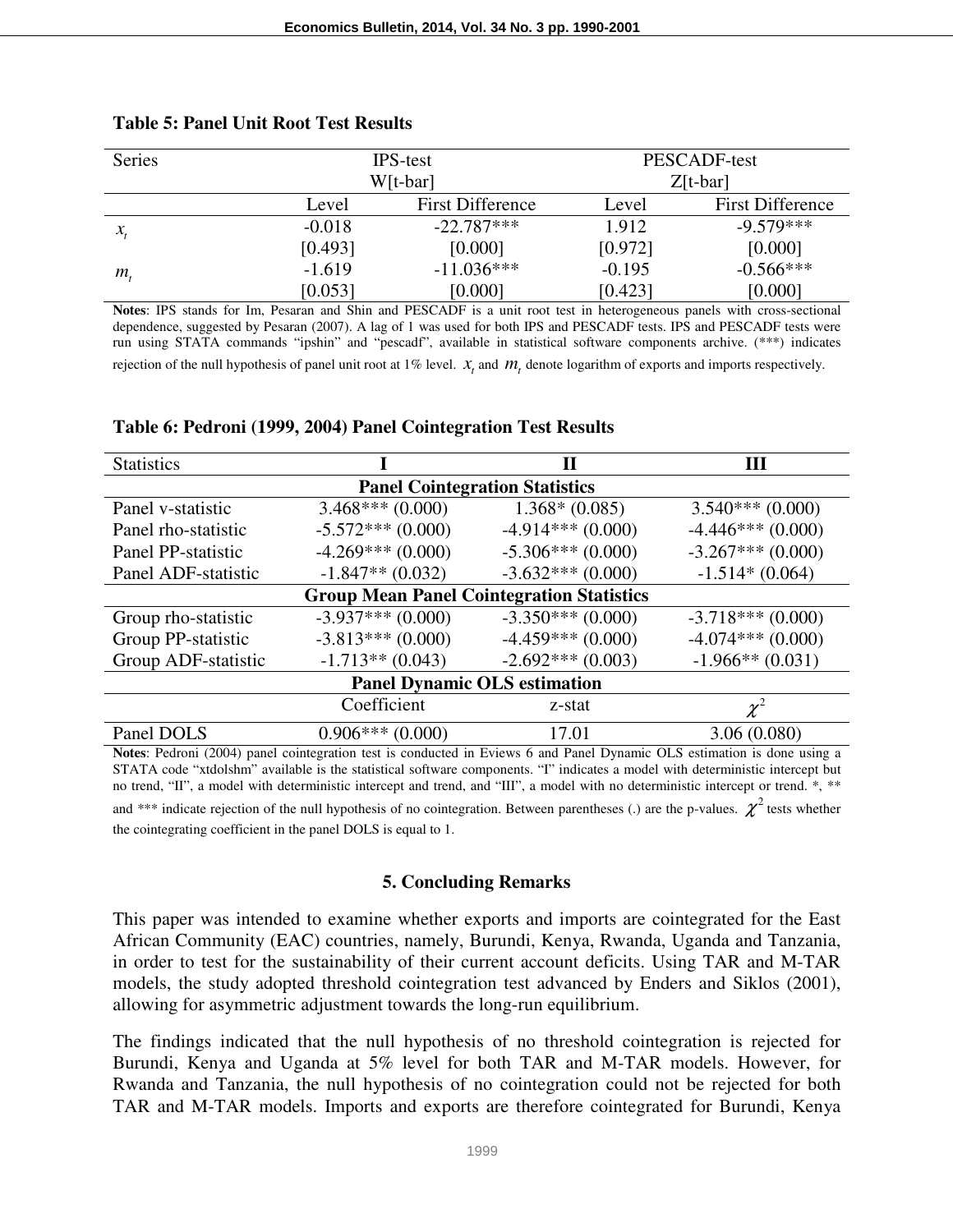**Table 5: Panel Unit Root Test Results**

| Series | IPS-test W[t-bar] | | PESCADF-test Z[t-bar] | |
|---|---|---|---|---|
| | Level | First Difference | Level | First Difference |
| $x_t$ | -0.018 | -22.787*** | 1.912 | -9.579*** |
| | [0.493] | [0.000] | [0.972] | [0.000] |
| $m_t$ | -1.619 | -11.036*** | -0.195 | -0.566*** |
| | [0.053] | [0.000] | [0.423] | [0.000] |

**Notes**: IPS stands for Im, Pesaran and Shin and PESCADF is a unit root test in heterogeneous panels with cross-sectional dependence, suggested by Pesaran (2007). A lag of 1 was used for both IPS and PESCADF tests. IPS and PESCADF tests were run using STATA commands "ipshin" and "pescadf", available in statistical software components archive. (***) indicates rejection of the null hypothesis of panel unit root at 1% level. $x_t$ and $m_t$ denote logarithm of exports and imports respectively.

**Table 6: Pedroni (1999, 2004) Panel Cointegration Test Results**

| Statistics | I | II | III |
|---|---|---|---|
| **Panel Cointegration Statistics** | | | |
| Panel v-statistic | 3.468*** (0.000) | 1.368* (0.085) | 3.540*** (0.000) |
| Panel rho-statistic | -5.572*** (0.000) | -4.914*** (0.000) | -4.446*** (0.000) |
| Panel PP-statistic | -4.269*** (0.000) | -5.306*** (0.000) | -3.267*** (0.000) |
| Panel ADF-statistic | -1.847** (0.032) | -3.632*** (0.000) | -1.514* (0.064) |
| **Group Mean Panel Cointegration Statistics** | | | |
| Group rho-statistic | -3.937*** (0.000) | -3.350*** (0.000) | -3.718*** (0.000) |
| Group PP-statistic | -3.813*** (0.000) | -4.459*** (0.000) | -4.074*** (0.000) |
| Group ADF-statistic | -1.713** (0.043) | -2.692*** (0.003) | -1.966** (0.031) |
| **Panel Dynamic OLS estimation** | | | |
| | Coefficient | z-stat | $\chi^2$ |
| Panel DOLS | 0.906*** (0.000) | 17.01 | 3.06 (0.080) |

**Notes**: Pedroni (2004) panel cointegration test is conducted in Eviews 6 and Panel Dynamic OLS estimation is done using a STATA code "xtdolshm" available is the statistical software components. "I" indicates a model with deterministic intercept but no trend, "II", a model with deterministic intercept and trend, and "III", a model with no deterministic intercept or trend. *, ** and *** indicate rejection of the null hypothesis of no cointegration. Between parentheses (.) are the p-values. $\chi^2$ tests whether the cointegrating coefficient in the panel DOLS is equal to 1.

## 5. Concluding Remarks

This paper was intended to examine whether exports and imports are cointegrated for the East African Community (EAC) countries, namely, Burundi, Kenya, Rwanda, Uganda and Tanzania, in order to test for the sustainability of their current account deficits. Using TAR and M-TAR models, the study adopted threshold cointegration test advanced by Enders and Siklos (2001), allowing for asymmetric adjustment towards the long-run equilibrium.

The findings indicated that the null hypothesis of no threshold cointegration is rejected for Burundi, Kenya and Uganda at 5% level for both TAR and M-TAR models. However, for Rwanda and Tanzania, the null hypothesis of no cointegration could not be rejected for both TAR and M-TAR models. Imports and exports are therefore cointegrated for Burundi, Kenya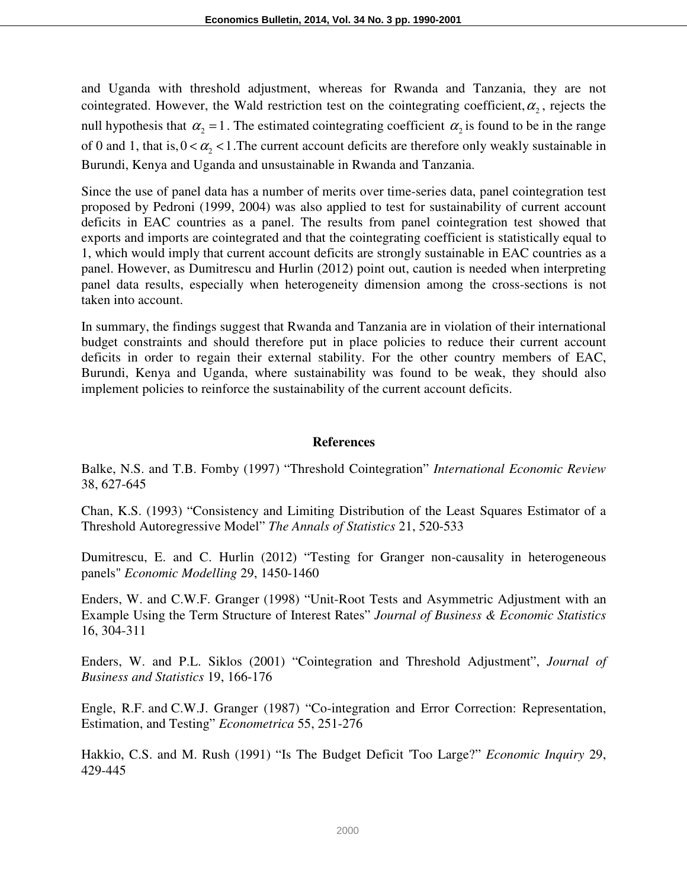and Uganda with threshold adjustment, whereas for Rwanda and Tanzania, they are not cointegrated. However, the Wald restriction test on the cointegrating coefficient, $\alpha_2$, rejects the null hypothesis that $\alpha_2 = 1$. The estimated cointegrating coefficient $\alpha_2$ is found to be in the range of 0 and 1, that is, $0 < \alpha_2 < 1$. The current account deficits are therefore only weakly sustainable in Burundi, Kenya and Uganda and unsustainable in Rwanda and Tanzania.

Since the use of panel data has a number of merits over time-series data, panel cointegration test proposed by Pedroni (1999, 2004) was also applied to test for sustainability of current account deficits in EAC countries as a panel. The results from panel cointegration test showed that exports and imports are cointegrated and that the cointegrating coefficient is statistically equal to 1, which would imply that current account deficits are strongly sustainable in EAC countries as a panel. However, as Dumitrescu and Hurlin (2012) point out, caution is needed when interpreting panel data results, especially when heterogeneity dimension among the cross-sections is not taken into account.

In summary, the findings suggest that Rwanda and Tanzania are in violation of their international budget constraints and should therefore put in place policies to reduce their current account deficits in order to regain their external stability. For the other country members of EAC, Burundi, Kenya and Uganda, where sustainability was found to be weak, they should also implement policies to reinforce the sustainability of the current account deficits.

## References

Balke, N.S. and T.B. Fomby (1997) "Threshold Cointegration" *International Economic Review* 38, 627-645

Chan, K.S. (1993) "Consistency and Limiting Distribution of the Least Squares Estimator of a Threshold Autoregressive Model" *The Annals of Statistics* 21, 520-533

Dumitrescu, E. and C. Hurlin (2012) "Testing for Granger non-causality in heterogeneous panels" *Economic Modelling* 29, 1450-1460

Enders, W. and C.W.F. Granger (1998) "Unit-Root Tests and Asymmetric Adjustment with an Example Using the Term Structure of Interest Rates" *Journal of Business & Economic Statistics* 16, 304-311

Enders, W. and P.L. Siklos (2001) "Cointegration and Threshold Adjustment", *Journal of Business and Statistics* 19, 166-176

Engle, R.F. and C.W.J. Granger (1987) "Co-integration and Error Correction: Representation, Estimation, and Testing" *Econometrica* 55, 251-276

Hakkio, C.S. and M. Rush (1991) "Is The Budget Deficit 'Too Large?" *Economic Inquiry* 29, 429-445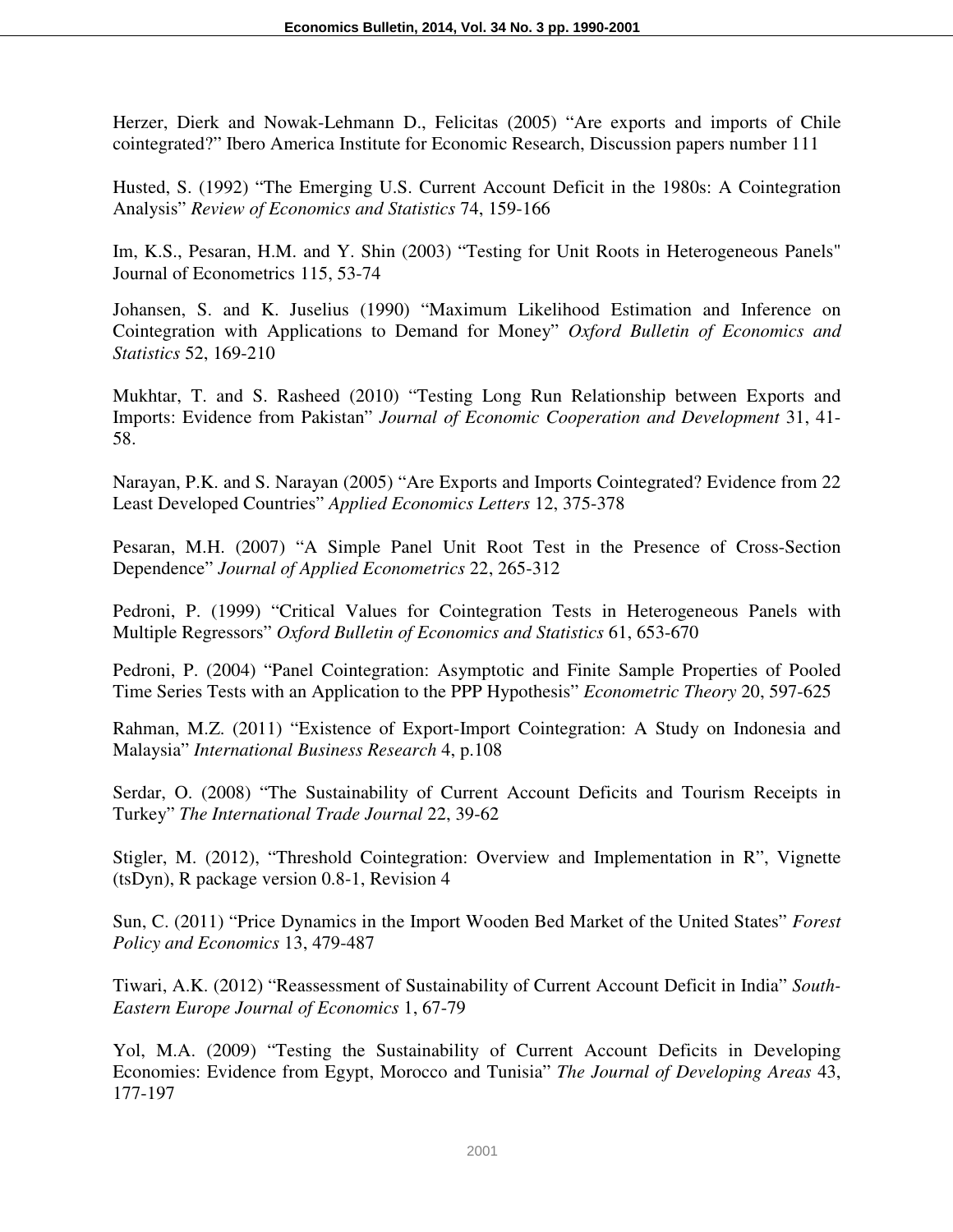Herzer, Dierk and Nowak-Lehmann D., Felicitas (2005) "Are exports and imports of Chile cointegrated?" Ibero America Institute for Economic Research, Discussion papers number 111

Husted, S. (1992) "The Emerging U.S. Current Account Deficit in the 1980s: A Cointegration Analysis" *Review of Economics and Statistics* 74, 159-166

Im, K.S., Pesaran, H.M. and Y. Shin (2003) "Testing for Unit Roots in Heterogeneous Panels" Journal of Econometrics 115, 53-74

Johansen, S. and K. Juselius (1990) "Maximum Likelihood Estimation and Inference on Cointegration with Applications to Demand for Money" *Oxford Bulletin of Economics and Statistics* 52, 169-210

Mukhtar, T. and S. Rasheed (2010) "Testing Long Run Relationship between Exports and Imports: Evidence from Pakistan" *Journal of Economic Cooperation and Development* 31, 41-58.

Narayan, P.K. and S. Narayan (2005) "Are Exports and Imports Cointegrated? Evidence from 22 Least Developed Countries" *Applied Economics Letters* 12, 375-378

Pesaran, M.H. (2007) "A Simple Panel Unit Root Test in the Presence of Cross-Section Dependence" *Journal of Applied Econometrics* 22, 265-312

Pedroni, P. (1999) "Critical Values for Cointegration Tests in Heterogeneous Panels with Multiple Regressors" *Oxford Bulletin of Economics and Statistics* 61, 653-670

Pedroni, P. (2004) "Panel Cointegration: Asymptotic and Finite Sample Properties of Pooled Time Series Tests with an Application to the PPP Hypothesis" *Econometric Theory* 20, 597-625

Rahman, M.Z. (2011) "Existence of Export-Import Cointegration: A Study on Indonesia and Malaysia" *International Business Research* 4, p.108

Serdar, O. (2008) "The Sustainability of Current Account Deficits and Tourism Receipts in Turkey" *The International Trade Journal* 22, 39-62

Stigler, M. (2012), "Threshold Cointegration: Overview and Implementation in R", Vignette (tsDyn), R package version 0.8-1, Revision 4

Sun, C. (2011) "Price Dynamics in the Import Wooden Bed Market of the United States" *Forest Policy and Economics* 13, 479-487

Tiwari, A.K. (2012) "Reassessment of Sustainability of Current Account Deficit in India" *South-Eastern Europe Journal of Economics* 1, 67-79

Yol, M.A. (2009) "Testing the Sustainability of Current Account Deficits in Developing Economies: Evidence from Egypt, Morocco and Tunisia" *The Journal of Developing Areas* 43, 177-197